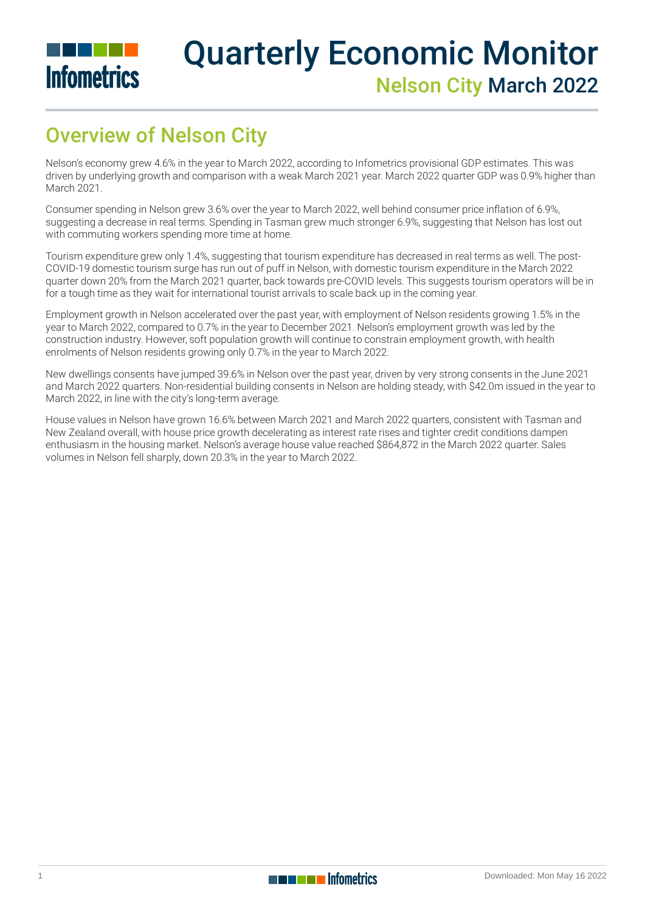# Quarterly Economic Monitor

## Nelson City March 2022

## Overview of Nelson City

Nelson's economy grew 4.6% in the year to March 2022, according to Infometrics provisional GDP estimates. This was driven by underlying growth and comparison with a weak March 2021 year. March 2022 quarter GDP was 0.9% higher than March 2021.

Consumer spending in Nelson grew 3.6% over the year to March 2022, well behind consumer price inflation of 6.9%, suggesting a decrease in real terms. Spending in Tasman grew much stronger 6.9%, suggesting that Nelson has lost out with commuting workers spending more time at home.

Tourism expenditure grew only 1.4%, suggesting that tourism expenditure has decreased in real terms as well. The post-COVID-19 domestic tourism surge has run out of puff in Nelson, with domestic tourism expenditure in the March 2022 quarter down 20% from the March 2021 quarter, back towards pre-COVID levels. This suggests tourism operators will be in for a tough time as they wait for international tourist arrivals to scale back up in the coming year.

Employment growth in Nelson accelerated over the past year, with employment of Nelson residents growing 1.5% in the year to March 2022, compared to 0.7% in the year to December 2021. Nelson's employment growth was led by the construction industry. However, soft population growth will continue to constrain employment growth, with health enrolments of Nelson residents growing only 0.7% in the year to March 2022.

New dwellings consents have jumped 39.6% in Nelson over the past year, driven by very strong consents in the June 2021 and March 2022 quarters. Non-residential building consents in Nelson are holding steady, with $42.0m issued in the year to March 2022, in line with the city's long-term average.

House values in Nelson have grown 16.6% between March 2021 and March 2022 quarters, consistent with Tasman and New Zealand overall, with house price growth decelerating as interest rate rises and tighter credit conditions dampen enthusiasm in the housing market. Nelson's average house value reached $864,872 in the March 2022 quarter. Sales volumes in Nelson fell sharply, down 20.3% in the year to March 2022.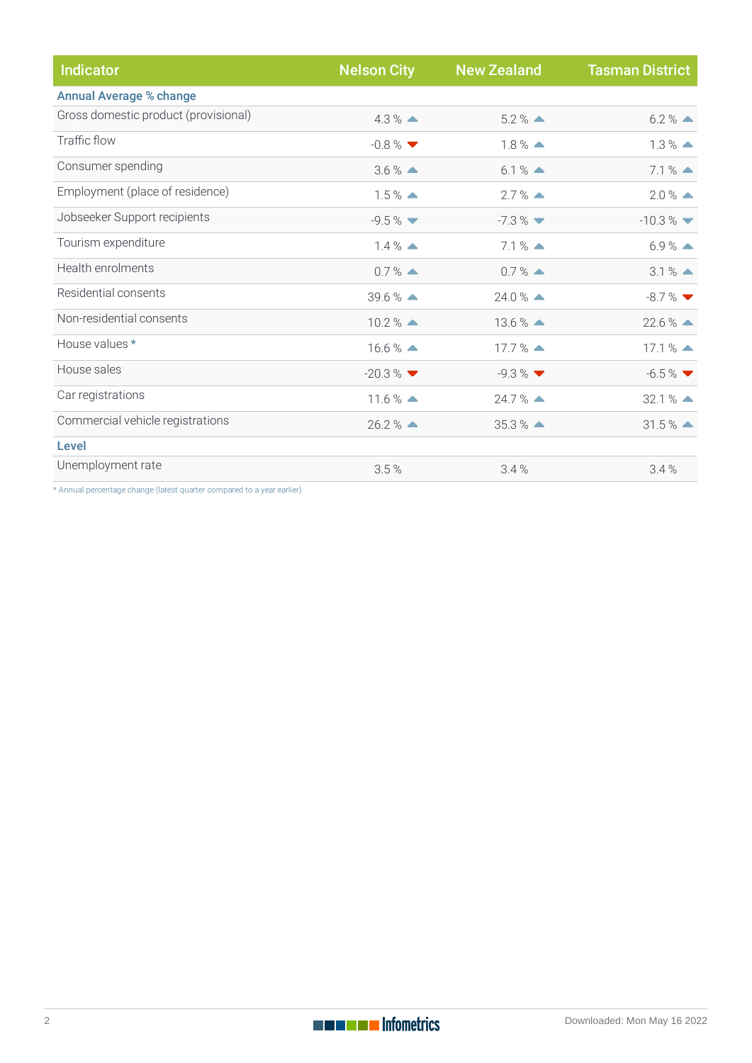| Indicator | Nelson City | New Zealand | Tasman District |
|---|---|---|---|
| **Annual Average % change** | | | |
| Gross domestic product (provisional) | 4.3 % ▲ | 5.2 % ▲ | 6.2 % ▲ |
| Traffic flow | -0.8 % ▼ | 1.8 % ▲ | 1.3 % ▲ |
| Consumer spending | 3.6 % ▲ | 6.1 % ▲ | 7.1 % ▲ |
| Employment (place of residence) | 1.5 % ▲ | 2.7 % ▲ | 2.0 % ▲ |
| Jobseeker Support recipients | -9.5 % ▼ | -7.3 % ▼ | -10.3 % ▼ |
| Tourism expenditure | 1.4 % ▲ | 7.1 % ▲ | 6.9 % ▲ |
| Health enrolments | 0.7 % ▲ | 0.7 % ▲ | 3.1 % ▲ |
| Residential consents | 39.6 % ▲ | 24.0 % ▲ | -8.7 % ▼ |
| Non-residential consents | 10.2 % ▲ | 13.6 % ▲ | 22.6 % ▲ |
| House values * | 16.6 % ▲ | 17.7 % ▲ | 17.1 % ▲ |
| House sales | -20.3 % ▼ | -9.3 % ▼ | -6.5 % ▼ |
| Car registrations | 11.6 % ▲ | 24.7 % ▲ | 32.1 % ▲ |
| Commercial vehicle registrations | 26.2 % ▲ | 35.3 % ▲ | 31.5 % ▲ |
| **Level** | | | |
| Unemployment rate | 3.5 % | 3.4 % | 3.4 % |

* Annual percentage change (latest quarter compared to a year earlier)

Downloaded: Mon May 16 2022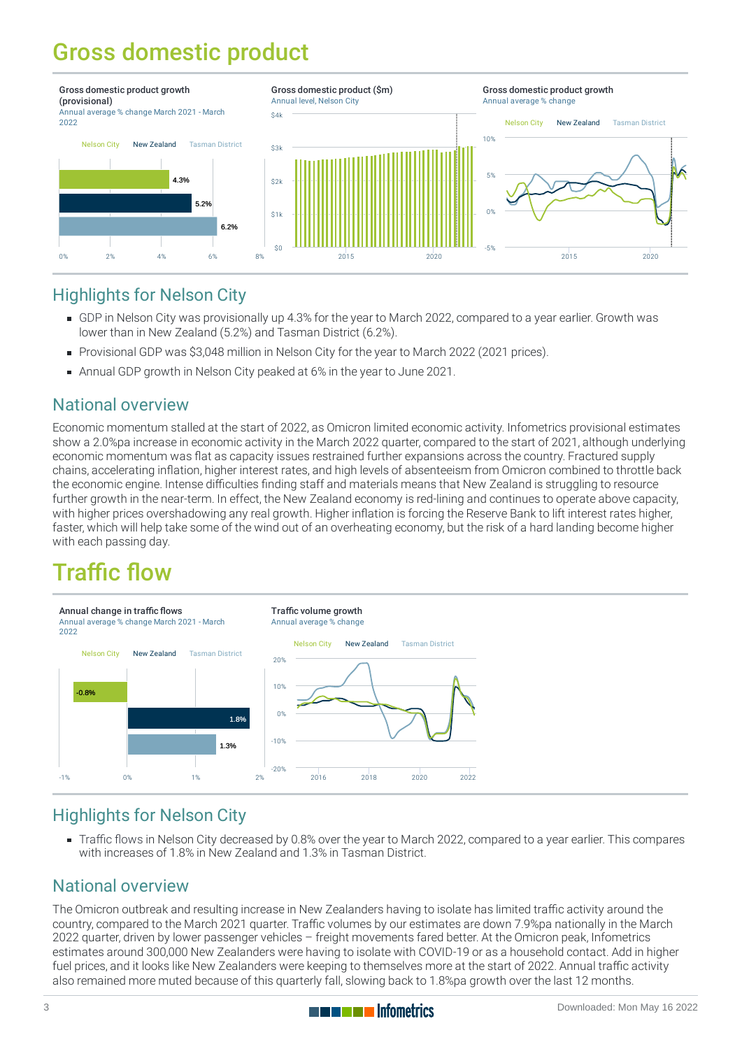# Gross domestic product

**Gross domestic product growth (provisional)**
Annual average % change March 2021 - March 2022

| | Growth |
|---|---|
| Nelson City | 4.3% |
| New Zealand | 5.2% |
| Tasman District | 6.2% |

**Gross domestic product ($m)**
Annual level, Nelson City

**Gross domestic product growth**
Annual average % change

## Highlights for Nelson City

- GDP in Nelson City was provisionally up 4.3% for the year to March 2022, compared to a year earlier. Growth was lower than in New Zealand (5.2%) and Tasman District (6.2%).
- Provisional GDP was $3,048 million in Nelson City for the year to March 2022 (2021 prices).
- Annual GDP growth in Nelson City peaked at 6% in the year to June 2021.

## National overview

Economic momentum stalled at the start of 2022, as Omicron limited economic activity. Infometrics provisional estimates show a 2.0%pa increase in economic activity in the March 2022 quarter, compared to the start of 2021, although underlying economic momentum was flat as capacity issues restrained further expansions across the country. Fractured supply chains, accelerating inflation, higher interest rates, and high levels of absenteeism from Omicron combined to throttle back the economic engine. Intense difficulties finding staff and materials means that New Zealand is struggling to resource further growth in the near-term. In effect, the New Zealand economy is red-lining and continues to operate above capacity, with higher prices overshadowing any real growth. Higher inflation is forcing the Reserve Bank to lift interest rates higher, faster, which will help take some of the wind out of an overheating economy, but the risk of a hard landing become higher with each passing day.

# Traffic flow

**Annual change in traffic flows**
Annual average % change March 2021 - March 2022

| | Change |
|---|---|
| Nelson City | -0.8% |
| New Zealand | 1.8% |
| Tasman District | 1.3% |

**Traffic volume growth**
Annual average % change

## Highlights for Nelson City

- Traffic flows in Nelson City decreased by 0.8% over the year to March 2022, compared to a year earlier. This compares with increases of 1.8% in New Zealand and 1.3% in Tasman District.

## National overview

The Omicron outbreak and resulting increase in New Zealanders having to isolate has limited traffic activity around the country, compared to the March 2021 quarter. Traffic volumes by our estimates are down 7.9%pa nationally in the March 2022 quarter, driven by lower passenger vehicles – freight movements fared better. At the Omicron peak, Infometrics estimates around 300,000 New Zealanders were having to isolate with COVID-19 or as a household contact. Add in higher fuel prices, and it looks like New Zealanders were keeping to themselves more at the start of 2022. Annual traffic activity also remained more muted because of this quarterly fall, slowing back to 1.8%pa growth over the last 12 months.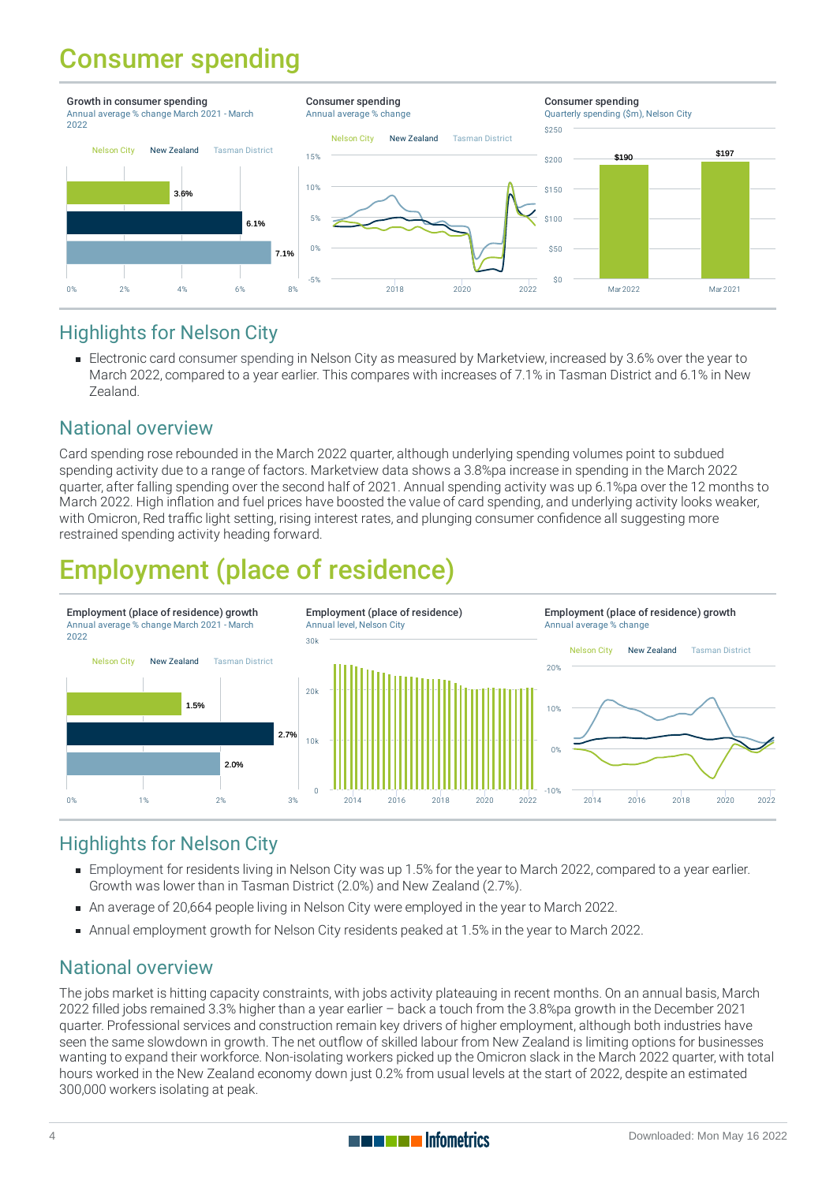# Consumer spending

**Growth in consumer spending**
Annual average % change March 2021 - March 2022

| | Growth |
|---|---|
| Nelson City | 3.6% |
| New Zealand | 6.1% |
| Tasman District | 7.1% |

**Consumer spending**
Annual average % change

**Consumer spending**
Quarterly spending ($m), Nelson City

| | Spending |
|---|---|
| Mar 2022 | $190 |
| Mar 2021 | $197 |

## Highlights for Nelson City

- Electronic card consumer spending in Nelson City as measured by Marketview, increased by 3.6% over the year to March 2022, compared to a year earlier. This compares with increases of 7.1% in Tasman District and 6.1% in New Zealand.

## National overview

Card spending rose rebounded in the March 2022 quarter, although underlying spending volumes point to subdued spending activity due to a range of factors. Marketview data shows a 3.8%pa increase in spending in the March 2022 quarter, after falling spending over the second half of 2021. Annual spending activity was up 6.1%pa over the 12 months to March 2022. High inflation and fuel prices have boosted the value of card spending, and underlying activity looks weaker, with Omicron, Red traffic light setting, rising interest rates, and plunging consumer confidence all suggesting more restrained spending activity heading forward.

# Employment (place of residence)

**Employment (place of residence) growth**
Annual average % change March 2021 - March 2022

| | Growth |
|---|---|
| Nelson City | 1.5% |
| New Zealand | 2.7% |
| Tasman District | 2.0% |

**Employment (place of residence)**
Annual level, Nelson City

**Employment (place of residence) growth**
Annual average % change

## Highlights for Nelson City

- Employment for residents living in Nelson City was up 1.5% for the year to March 2022, compared to a year earlier. Growth was lower than in Tasman District (2.0%) and New Zealand (2.7%).
- An average of 20,664 people living in Nelson City were employed in the year to March 2022.
- Annual employment growth for Nelson City residents peaked at 1.5% in the year to March 2022.

## National overview

The jobs market is hitting capacity constraints, with jobs activity plateauing in recent months. On an annual basis, March 2022 filled jobs remained 3.3% higher than a year earlier – back a touch from the 3.8%pa growth in the December 2021 quarter. Professional services and construction remain key drivers of higher employment, although both industries have seen the same slowdown in growth. The net outflow of skilled labour from New Zealand is limiting options for businesses wanting to expand their workforce. Non-isolating workers picked up the Omicron slack in the March 2022 quarter, with total hours worked in the New Zealand economy down just 0.2% from usual levels at the start of 2022, despite an estimated 300,000 workers isolating at peak.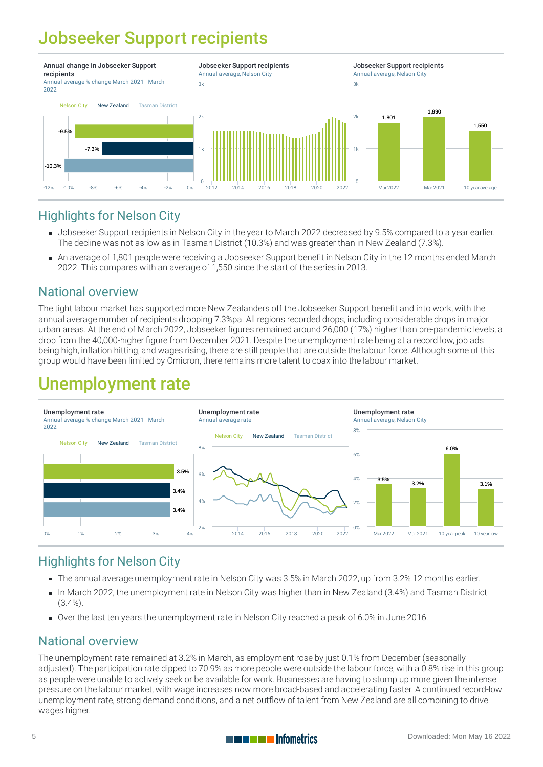# Jobseeker Support recipients

**Annual change in Jobseeker Support recipients**
Annual average % change March 2021 - March 2022

| | % change |
|---|---|
| Nelson City | -9.5% |
| New Zealand | -7.3% |
| Tasman District | -10.3% |

**Jobseeker Support recipients**
Annual average, Nelson City

**Jobseeker Support recipients**
Annual average, Nelson City

| Mar 2022 | Mar 2021 | 10 year average |
|---|---|---|
| 1,801 | 1,990 | 1,550 |

## Highlights for Nelson City

- Jobseeker Support recipients in Nelson City in the year to March 2022 decreased by 9.5% compared to a year earlier. The decline was not as low as in Tasman District (10.3%) and was greater than in New Zealand (7.3%).
- An average of 1,801 people were receiving a Jobseeker Support benefit in Nelson City in the 12 months ended March 2022. This compares with an average of 1,550 since the start of the series in 2013.

## National overview

The tight labour market has supported more New Zealanders off the Jobseeker Support benefit and into work, with the annual average number of recipients dropping 7.3%pa. All regions recorded drops, including considerable drops in major urban areas. At the end of March 2022, Jobseeker figures remained around 26,000 (17%) higher than pre-pandemic levels, a drop from the 40,000-higher figure from December 2021. Despite the unemployment rate being at a record low, job ads being high, inflation hitting, and wages rising, there are still people that are outside the labour force. Although some of this group would have been limited by Omicron, there remains more talent to coax into the labour market.

# Unemployment rate

**Unemployment rate**
Annual average % change March 2021 - March 2022

| | Rate |
|---|---|
| Nelson City | 3.5% |
| New Zealand | 3.4% |
| Tasman District | 3.4% |

**Unemployment rate**
Annual average rate

**Unemployment rate**
Annual average, Nelson City

| Mar 2022 | Mar 2021 | 10 year peak | 10 year low |
|---|---|---|---|
| 3.5% | 3.2% | 6.0% | 3.1% |

## Highlights for Nelson City

- The annual average unemployment rate in Nelson City was 3.5% in March 2022, up from 3.2% 12 months earlier.
- In March 2022, the unemployment rate in Nelson City was higher than in New Zealand (3.4%) and Tasman District (3.4%).
- Over the last ten years the unemployment rate in Nelson City reached a peak of 6.0% in June 2016.

## National overview

The unemployment rate remained at 3.2% in March, as employment rose by just 0.1% from December (seasonally adjusted). The participation rate dipped to 70.9% as more people were outside the labour force, with a 0.8% rise in this group as people were unable to actively seek or be available for work. Businesses are having to stump up more given the intense pressure on the labour market, with wage increases now more broad-based and accelerating faster. A continued record-low unemployment rate, strong demand conditions, and a net outflow of talent from New Zealand are all combining to drive wages higher.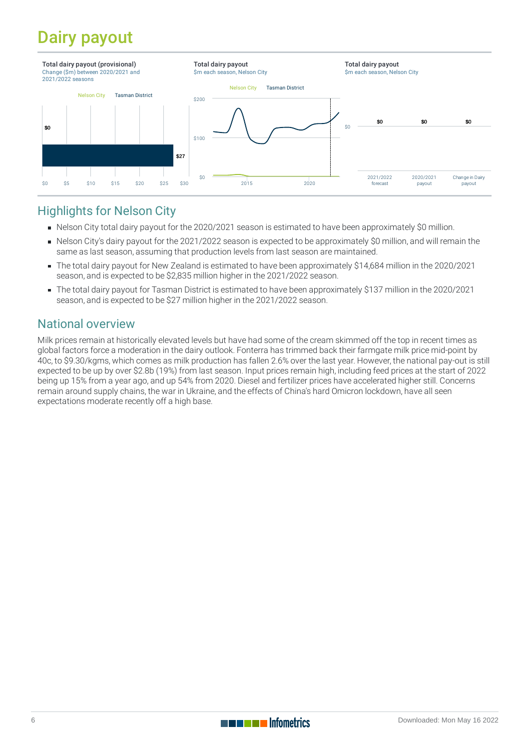# Dairy payout

**Total dairy payout (provisional)**
Change ($m) between 2020/2021 and 2021/2022 seasons

Nelson City | Tasman District

$0

$27

$0 $5 $10 $15 $20 $25 $30

**Total dairy payout**
$m each season, Nelson City

Nelson City | Tasman District

$200 $100 $0

2015 2020

**Total dairy payout**
$m each season, Nelson City

| 2021/2022 forecast | 2020/2021 payout | Change in Dairy payout |
| --- | --- | --- |
| $0 | $0 | $0 |

## Highlights for Nelson City

- Nelson City total dairy payout for the 2020/2021 season is estimated to have been approximately $0 million.
- Nelson City's dairy payout for the 2021/2022 season is expected to be approximately $0 million, and will remain the same as last season, assuming that production levels from last season are maintained.
- The total dairy payout for New Zealand is estimated to have been approximately $14,684 million in the 2020/2021 season, and is expected to be $2,835 million higher in the 2021/2022 season.
- The total dairy payout for Tasman District is estimated to have been approximately $137 million in the 2020/2021 season, and is expected to be $27 million higher in the 2021/2022 season.

## National overview

Milk prices remain at historically elevated levels but have had some of the cream skimmed off the top in recent times as global factors force a moderation in the dairy outlook. Fonterra has trimmed back their farmgate milk price mid-point by 40c, to $9.30/kgms, which comes as milk production has fallen 2.6% over the last year. However, the national pay-out is still expected to be up by over $2.8b (19%) from last season. Input prices remain high, including feed prices at the start of 2022 being up 15% from a year ago, and up 54% from 2020. Diesel and fertilizer prices have accelerated higher still. Concerns remain around supply chains, the war in Ukraine, and the effects of China's hard Omicron lockdown, have all seen expectations moderate recently off a high base.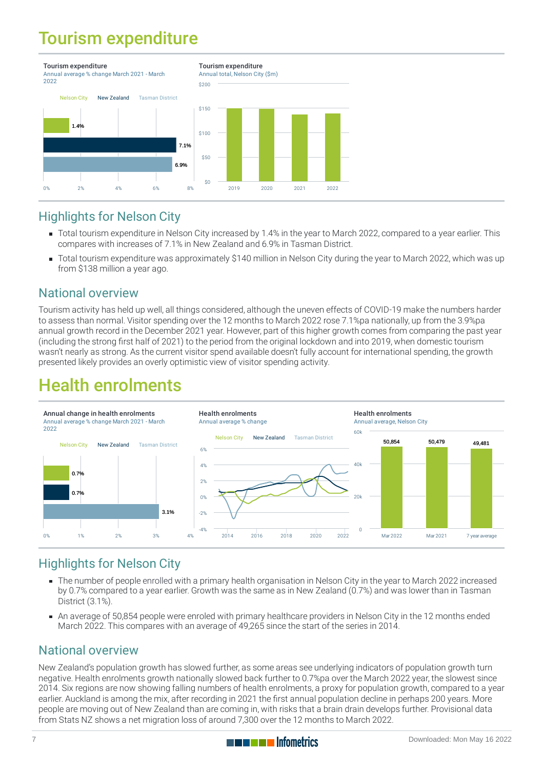# Tourism expenditure

**Tourism expenditure**
Annual average % change March 2021 - March 2022

| | % change |
|---|---|
| Nelson City | 1.4% |
| New Zealand | 7.1% |
| Tasman District | 6.9% |

**Tourism expenditure**
Annual total, Nelson City ($m)

## Highlights for Nelson City

- Total tourism expenditure in Nelson City increased by 1.4% in the year to March 2022, compared to a year earlier. This compares with increases of 7.1% in New Zealand and 6.9% in Tasman District.
- Total tourism expenditure was approximately $140 million in Nelson City during the year to March 2022, which was up from $138 million a year ago.

## National overview

Tourism activity has held up well, all things considered, although the uneven effects of COVID-19 make the numbers harder to assess than normal. Visitor spending over the 12 months to March 2022 rose 7.1%pa nationally, up from the 3.9%pa annual growth record in the December 2021 year. However, part of this higher growth comes from comparing the past year (including the strong first half of 2021) to the period from the original lockdown and into 2019, when domestic tourism wasn't nearly as strong. As the current visitor spend available doesn't fully account for international spending, the growth presented likely provides an overly optimistic view of visitor spending activity.

# Health enrolments

**Annual change in health enrolments**
Annual average % change March 2021 - March 2022

| | % change |
|---|---|
| Nelson City | 0.7% |
| New Zealand | 0.7% |
| Tasman District | 3.1% |

**Health enrolments**
Annual average % change

**Health enrolments**
Annual average, Nelson City

| | Health enrolments |
|---|---|
| Mar 2022 | 50,854 |
| Mar 2021 | 50,479 |
| 7 year average | 49,481 |

## Highlights for Nelson City

- The number of people enrolled with a primary health organisation in Nelson City in the year to March 2022 increased by 0.7% compared to a year earlier. Growth was the same as in New Zealand (0.7%) and was lower than in Tasman District (3.1%).
- An average of 50,854 people were enroled with primary healthcare providers in Nelson City in the 12 months ended March 2022. This compares with an average of 49,265 since the start of the series in 2014.

## National overview

New Zealand's population growth has slowed further, as some areas see underlying indicators of population growth turn negative. Health enrolments growth nationally slowed back further to 0.7%pa over the March 2022 year, the slowest since 2014. Six regions are now showing falling numbers of health enrolments, a proxy for population growth, compared to a year earlier. Auckland is among the mix, after recording in 2021 the first annual population decline in perhaps 200 years. More people are moving out of New Zealand than are coming in, with risks that a brain drain develops further. Provisional data from Stats NZ shows a net migration loss of around 7,300 over the 12 months to March 2022.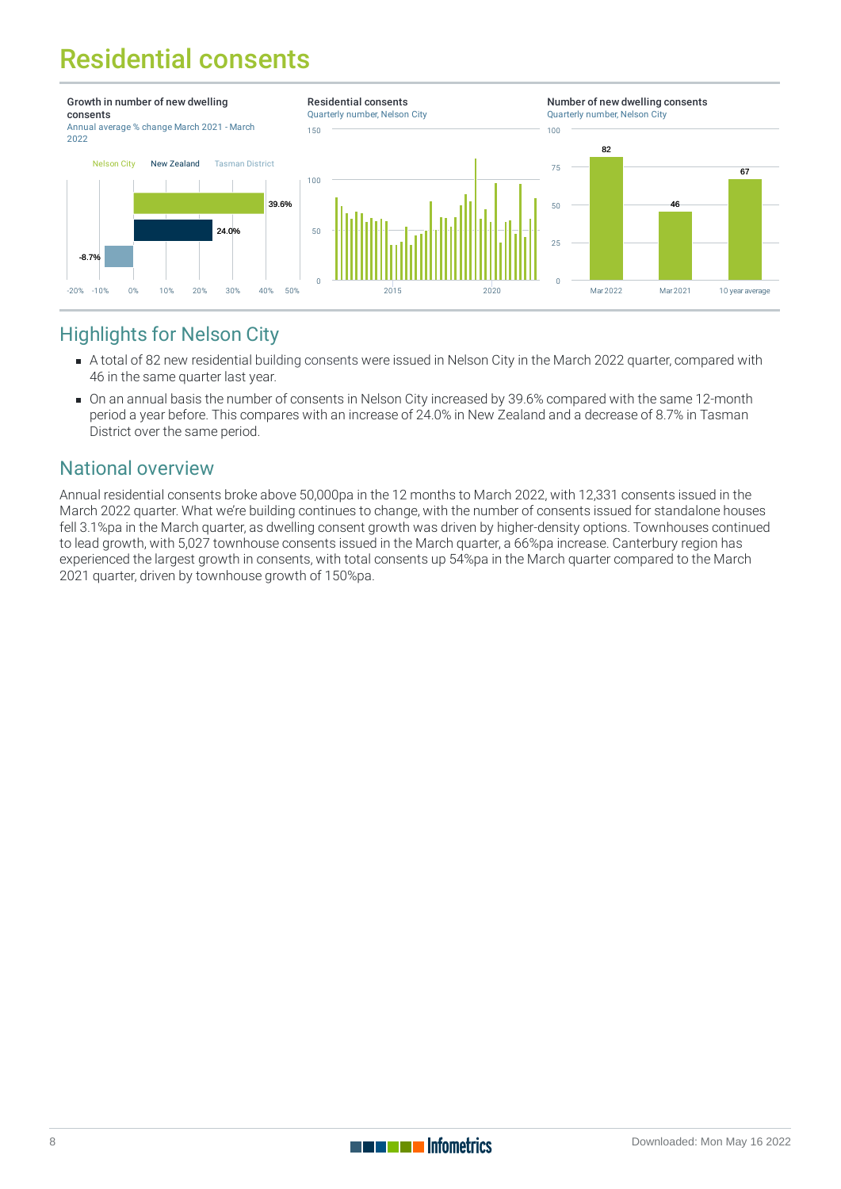# Residential consents

**Growth in number of new dwelling consents**
Annual average % change March 2021 - March 2022

| Area | % change |
|---|---|
| Nelson City | 39.6% |
| New Zealand | 24.0% |
| Tasman District | -8.7% |

**Residential consents**
Quarterly number, Nelson City

**Number of new dwelling consents**
Quarterly number, Nelson City

| Period | Number |
|---|---|
| Mar 2022 | 82 |
| Mar 2021 | 46 |
| 10 year average | 67 |

## Highlights for Nelson City

- A total of 82 new residential building consents were issued in Nelson City in the March 2022 quarter, compared with 46 in the same quarter last year.
- On an annual basis the number of consents in Nelson City increased by 39.6% compared with the same 12-month period a year before. This compares with an increase of 24.0% in New Zealand and a decrease of 8.7% in Tasman District over the same period.

## National overview

Annual residential consents broke above 50,000pa in the 12 months to March 2022, with 12,331 consents issued in the March 2022 quarter. What we're building continues to change, with the number of consents issued for standalone houses fell 3.1%pa in the March quarter, as dwelling consent growth was driven by higher-density options. Townhouses continued to lead growth, with 5,027 townhouse consents issued in the March quarter, a 66%pa increase. Canterbury region has experienced the largest growth in consents, with total consents up 54%pa in the March quarter compared to the March 2021 quarter, driven by townhouse growth of 150%pa.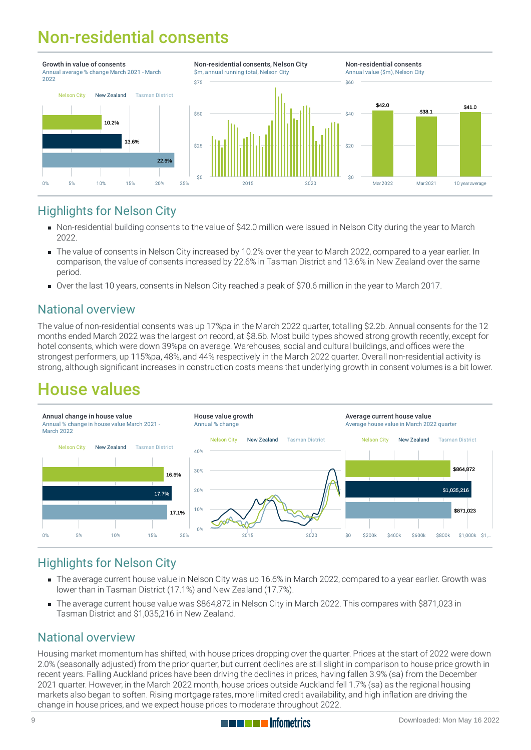# Non-residential consents

**Growth in value of consents**
Annual average % change March 2021 - March 2022

| | Nelson City | New Zealand | Tasman District |
|---|---|---|---|
| % change | 10.2% | 13.6% | 22.6% |

**Non-residential consents, Nelson City**
$m, annual running total, Nelson City

**Non-residential consents**
Annual value ($m), Nelson City

| Mar 2022 | Mar 2021 | 10 year average |
|---|---|---|
| $42.0 | $38.1 | $41.0 |

## Highlights for Nelson City

- Non-residential building consents to the value of $42.0 million were issued in Nelson City during the year to March 2022.
- The value of consents in Nelson City increased by 10.2% over the year to March 2022, compared to a year earlier. In comparison, the value of consents increased by 22.6% in Tasman District and 13.6% in New Zealand over the same period.
- Over the last 10 years, consents in Nelson City reached a peak of $70.6 million in the year to March 2017.

## National overview

The value of non-residential consents was up 17%pa in the March 2022 quarter, totalling $2.2b. Annual consents for the 12 months ended March 2022 was the largest on record, at $8.5b. Most build types showed strong growth recently, except for hotel consents, which were down 39%pa on average. Warehouses, social and cultural buildings, and offices were the strongest performers, up 115%pa, 48%, and 44% respectively in the March 2022 quarter. Overall non-residential activity is strong, although significant increases in construction costs means that underlying growth in consent volumes is a bit lower.

# House values

**Annual change in house value**
Annual % change in house value March 2021 - March 2022

| | Nelson City | New Zealand | Tasman District |
|---|---|---|---|
| % change | 16.6% | 17.7% | 17.1% |

**House value growth**
Annual % change

**Average current house value**
Average house value in March 2022 quarter

| | Nelson City | New Zealand | Tasman District |
|---|---|---|---|
| Average value | $864,872 | $1,035,216 | $871,023 |

## Highlights for Nelson City

- The average current house value in Nelson City was up 16.6% in March 2022, compared to a year earlier. Growth was lower than in Tasman District (17.1%) and New Zealand (17.7%).
- The average current house value was $864,872 in Nelson City in March 2022. This compares with $871,023 in Tasman District and $1,035,216 in New Zealand.

## National overview

Housing market momentum has shifted, with house prices dropping over the quarter. Prices at the start of 2022 were down 2.0% (seasonally adjusted) from the prior quarter, but current declines are still slight in comparison to house price growth in recent years. Falling Auckland prices have been driving the declines in prices, having fallen 3.9% (sa) from the December 2021 quarter. However, in the March 2022 month, house prices outside Auckland fell 1.7% (sa) as the regional housing markets also began to soften. Rising mortgage rates, more limited credit availability, and high inflation are driving the change in house prices, and we expect house prices to moderate throughout 2022.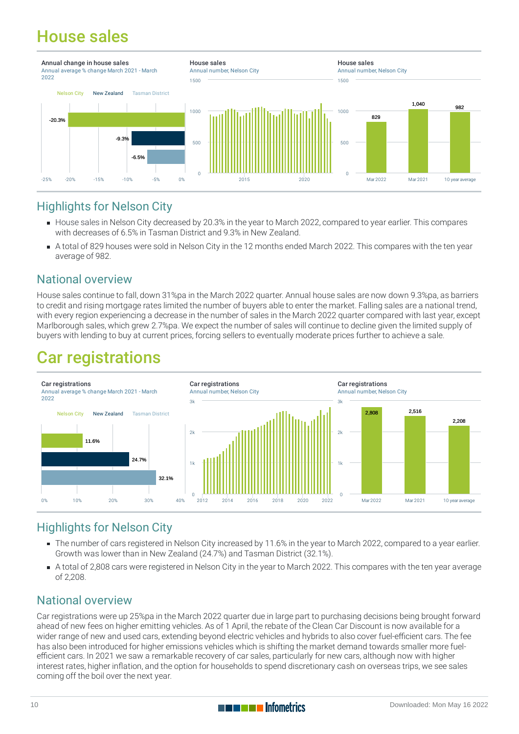# House sales

Annual change in house sales
Annual average % change March 2021 - March 2022

Nelson City | New Zealand | Tasman District

| | Annual average % change |
|---|---|
| Nelson City | -20.3% |
| New Zealand | -9.3% |
| Tasman District | -6.5% |

House sales
Annual number, Nelson City

| | House sales |
|---|---|
| Mar 2022 | 829 |
| Mar 2021 | 1,040 |
| 10 year average | 982 |

## Highlights for Nelson City

- House sales in Nelson City decreased by 20.3% in the year to March 2022, compared to year earlier. This compares with decreases of 6.5% in Tasman District and 9.3% in New Zealand.
- A total of 829 houses were sold in Nelson City in the 12 months ended March 2022. This compares with the ten year average of 982.

## National overview

House sales continue to fall, down 31%pa in the March 2022 quarter. Annual house sales are now down 9.3%pa, as barriers to credit and rising mortgage rates limited the number of buyers able to enter the market. Falling sales are a national trend, with every region experiencing a decrease in the number of sales in the March 2022 quarter compared with last year, except Marlborough sales, which grew 2.7%pa. We expect the number of sales will continue to decline given the limited supply of buyers with lending to buy at current prices, forcing sellers to eventually moderate prices further to achieve a sale.

# Car registrations

Car registrations
Annual average % change March 2021 - March 2022

Nelson City | New Zealand | Tasman District

| | Annual average % change |
|---|---|
| Nelson City | 11.6% |
| New Zealand | 24.7% |
| Tasman District | 32.1% |

Car registrations
Annual number, Nelson City

| | Car registrations |
|---|---|
| Mar 2022 | 2,808 |
| Mar 2021 | 2,516 |
| 10 year average | 2,208 |

## Highlights for Nelson City

- The number of cars registered in Nelson City increased by 11.6% in the year to March 2022, compared to a year earlier. Growth was lower than in New Zealand (24.7%) and Tasman District (32.1%).
- A total of 2,808 cars were registered in Nelson City in the year to March 2022. This compares with the ten year average of 2,208.

## National overview

Car registrations were up 25%pa in the March 2022 quarter due in large part to purchasing decisions being brought forward ahead of new fees on higher emitting vehicles. As of 1 April, the rebate of the Clean Car Discount is now available for a wider range of new and used cars, extending beyond electric vehicles and hybrids to also cover fuel-efficient cars. The fee has also been introduced for higher emissions vehicles which is shifting the market demand towards smaller more fuel-efficient cars. In 2021 we saw a remarkable recovery of car sales, particularly for new cars, although now with higher interest rates, higher inflation, and the option for households to spend discretionary cash on overseas trips, we see sales coming off the boil over the next year.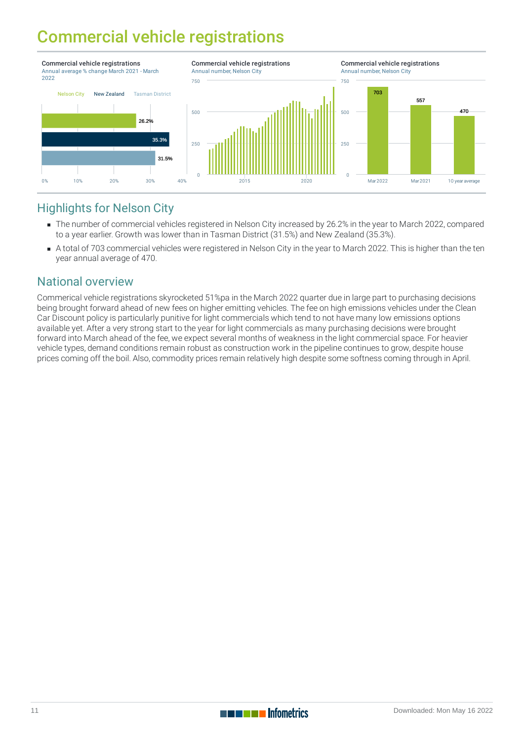# Commercial vehicle registrations

**Commercial vehicle registrations**
Annual average % change March 2021 - March 2022

| Area | % change |
|---|---|
| Nelson City | 26.2% |
| New Zealand | 35.3% |
| Tasman District | 31.5% |

**Commercial vehicle registrations**
Annual number, Nelson City

**Commercial vehicle registrations**
Annual number, Nelson City

| Period | Number |
|---|---|
| Mar 2022 | 703 |
| Mar 2021 | 557 |
| 10 year average | 470 |

## Highlights for Nelson City

- The number of commercial vehicles registered in Nelson City increased by 26.2% in the year to March 2022, compared to a year earlier. Growth was lower than in Tasman District (31.5%) and New Zealand (35.3%).
- A total of 703 commercial vehicles were registered in Nelson City in the year to March 2022. This is higher than the ten year annual average of 470.

## National overview

Commerical vehicle registrations skyrocketed 51%pa in the March 2022 quarter due in large part to purchasing decisions being brought forward ahead of new fees on higher emitting vehicles. The fee on high emissions vehicles under the Clean Car Discount policy is particularly punitive for light commercials which tend to not have many low emissions options available yet. After a very strong start to the year for light commercials as many purchasing decisions were brought forward into March ahead of the fee, we expect several months of weakness in the light commercial space. For heavier vehicle types, demand conditions remain robust as construction work in the pipeline continues to grow, despite house prices coming off the boil. Also, commodity prices remain relatively high despite some softness coming through in April.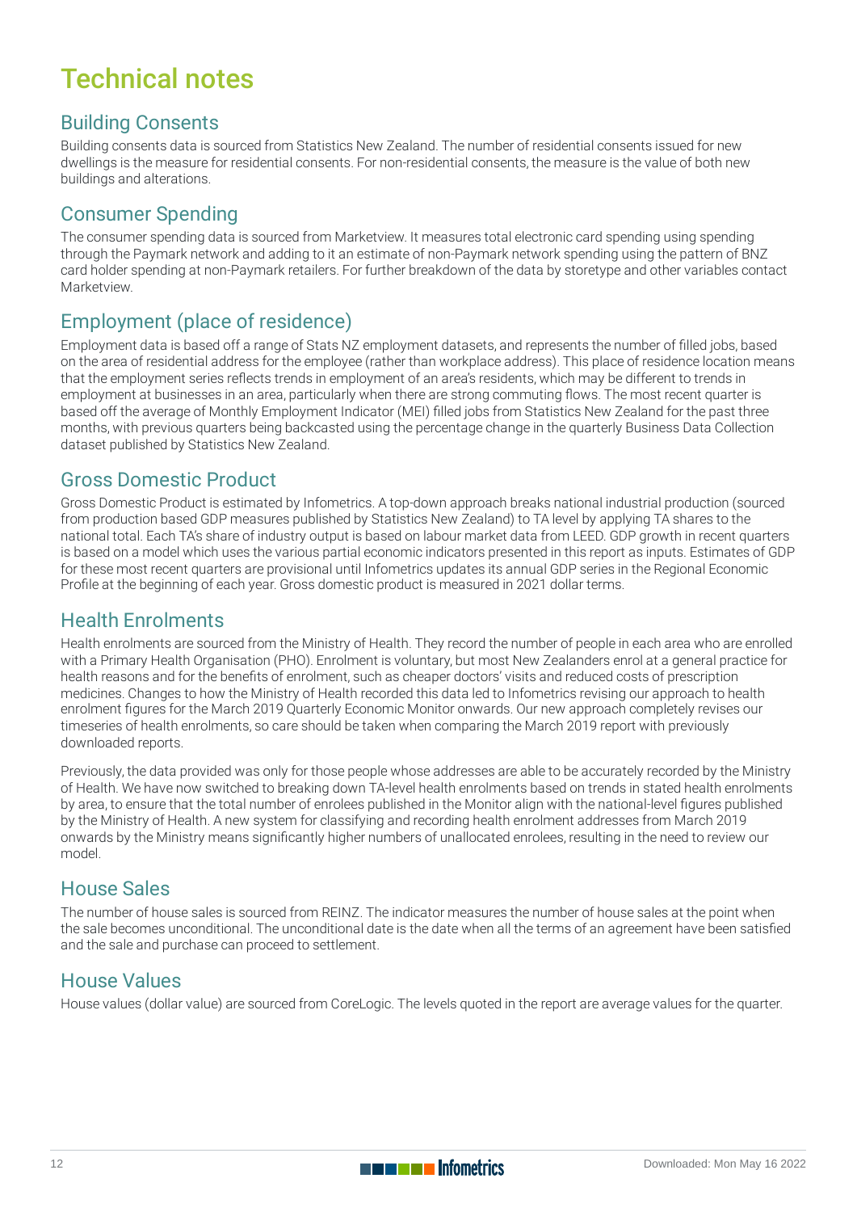# Technical notes

## Building Consents

Building consents data is sourced from Statistics New Zealand. The number of residential consents issued for new dwellings is the measure for residential consents. For non-residential consents, the measure is the value of both new buildings and alterations.

## Consumer Spending

The consumer spending data is sourced from Marketview. It measures total electronic card spending using spending through the Paymark network and adding to it an estimate of non-Paymark network spending using the pattern of BNZ card holder spending at non-Paymark retailers. For further breakdown of the data by storetype and other variables contact Marketview.

## Employment (place of residence)

Employment data is based off a range of Stats NZ employment datasets, and represents the number of filled jobs, based on the area of residential address for the employee (rather than workplace address). This place of residence location means that the employment series reflects trends in employment of an area's residents, which may be different to trends in employment at businesses in an area, particularly when there are strong commuting flows. The most recent quarter is based off the average of Monthly Employment Indicator (MEI) filled jobs from Statistics New Zealand for the past three months, with previous quarters being backcasted using the percentage change in the quarterly Business Data Collection dataset published by Statistics New Zealand.

## Gross Domestic Product

Gross Domestic Product is estimated by Infometrics. A top-down approach breaks national industrial production (sourced from production based GDP measures published by Statistics New Zealand) to TA level by applying TA shares to the national total. Each TA's share of industry output is based on labour market data from LEED. GDP growth in recent quarters is based on a model which uses the various partial economic indicators presented in this report as inputs. Estimates of GDP for these most recent quarters are provisional until Infometrics updates its annual GDP series in the Regional Economic Profile at the beginning of each year. Gross domestic product is measured in 2021 dollar terms.

## Health Enrolments

Health enrolments are sourced from the Ministry of Health. They record the number of people in each area who are enrolled with a Primary Health Organisation (PHO). Enrolment is voluntary, but most New Zealanders enrol at a general practice for health reasons and for the benefits of enrolment, such as cheaper doctors' visits and reduced costs of prescription medicines. Changes to how the Ministry of Health recorded this data led to Infometrics revising our approach to health enrolment figures for the March 2019 Quarterly Economic Monitor onwards. Our new approach completely revises our timeseries of health enrolments, so care should be taken when comparing the March 2019 report with previously downloaded reports.

Previously, the data provided was only for those people whose addresses are able to be accurately recorded by the Ministry of Health. We have now switched to breaking down TA-level health enrolments based on trends in stated health enrolments by area, to ensure that the total number of enrolees published in the Monitor align with the national-level figures published by the Ministry of Health. A new system for classifying and recording health enrolment addresses from March 2019 onwards by the Ministry means significantly higher numbers of unallocated enrolees, resulting in the need to review our model.

## House Sales

The number of house sales is sourced from REINZ. The indicator measures the number of house sales at the point when the sale becomes unconditional. The unconditional date is the date when all the terms of an agreement have been satisfied and the sale and purchase can proceed to settlement.

## House Values

House values (dollar value) are sourced from CoreLogic. The levels quoted in the report are average values for the quarter.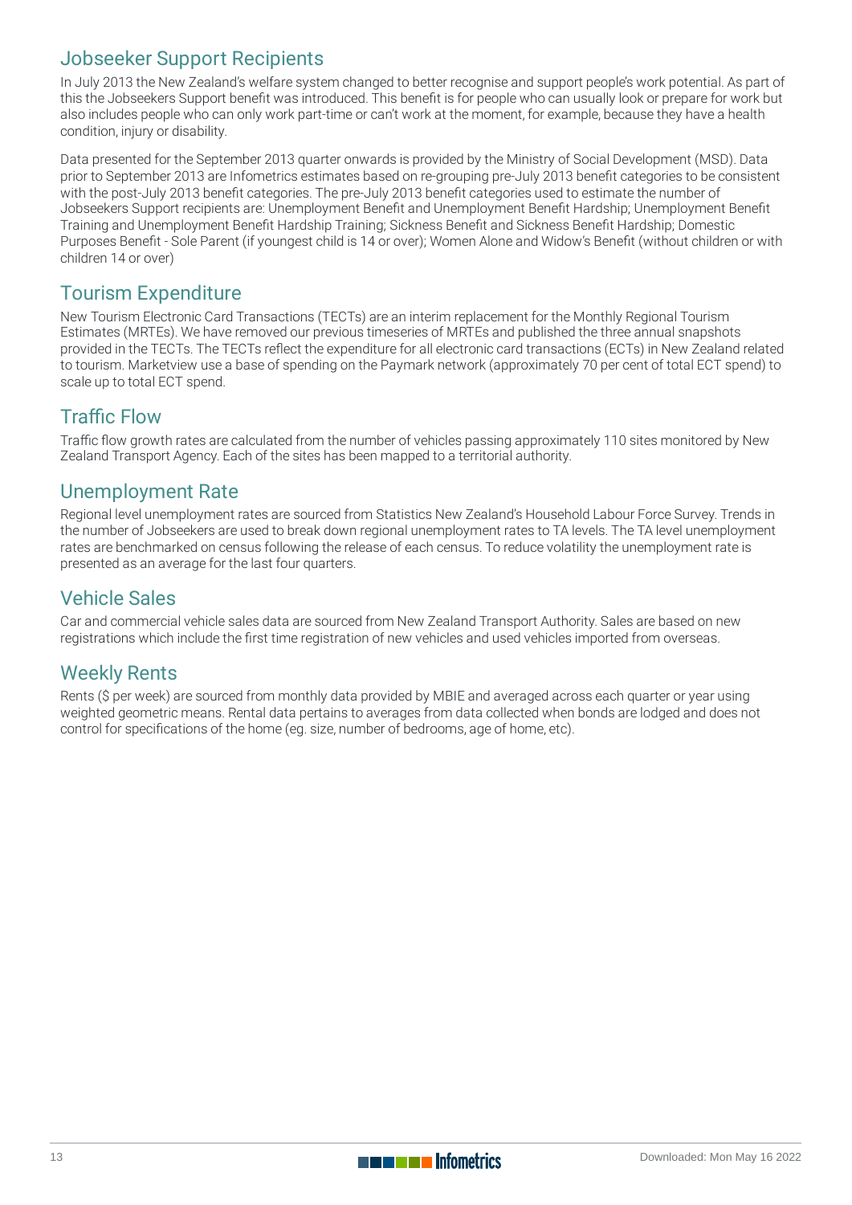## Jobseeker Support Recipients

In July 2013 the New Zealand's welfare system changed to better recognise and support people's work potential. As part of this the Jobseekers Support benefit was introduced. This benefit is for people who can usually look or prepare for work but also includes people who can only work part-time or can't work at the moment, for example, because they have a health condition, injury or disability.

Data presented for the September 2013 quarter onwards is provided by the Ministry of Social Development (MSD). Data prior to September 2013 are Infometrics estimates based on re-grouping pre-July 2013 benefit categories to be consistent with the post-July 2013 benefit categories. The pre-July 2013 benefit categories used to estimate the number of Jobseekers Support recipients are: Unemployment Benefit and Unemployment Benefit Hardship; Unemployment Benefit Training and Unemployment Benefit Hardship Training; Sickness Benefit and Sickness Benefit Hardship; Domestic Purposes Benefit - Sole Parent (if youngest child is 14 or over); Women Alone and Widow's Benefit (without children or with children 14 or over)

## Tourism Expenditure

New Tourism Electronic Card Transactions (TECTs) are an interim replacement for the Monthly Regional Tourism Estimates (MRTEs). We have removed our previous timeseries of MRTEs and published the three annual snapshots provided in the TECTs. The TECTs reflect the expenditure for all electronic card transactions (ECTs) in New Zealand related to tourism. Marketview use a base of spending on the Paymark network (approximately 70 per cent of total ECT spend) to scale up to total ECT spend.

## Traffic Flow

Traffic flow growth rates are calculated from the number of vehicles passing approximately 110 sites monitored by New Zealand Transport Agency. Each of the sites has been mapped to a territorial authority.

## Unemployment Rate

Regional level unemployment rates are sourced from Statistics New Zealand's Household Labour Force Survey. Trends in the number of Jobseekers are used to break down regional unemployment rates to TA levels. The TA level unemployment rates are benchmarked on census following the release of each census. To reduce volatility the unemployment rate is presented as an average for the last four quarters.

## Vehicle Sales

Car and commercial vehicle sales data are sourced from New Zealand Transport Authority. Sales are based on new registrations which include the first time registration of new vehicles and used vehicles imported from overseas.

## Weekly Rents

Rents ($ per week) are sourced from monthly data provided by MBIE and averaged across each quarter or year using weighted geometric means. Rental data pertains to averages from data collected when bonds are lodged and does not control for specifications of the home (eg. size, number of bedrooms, age of home, etc).